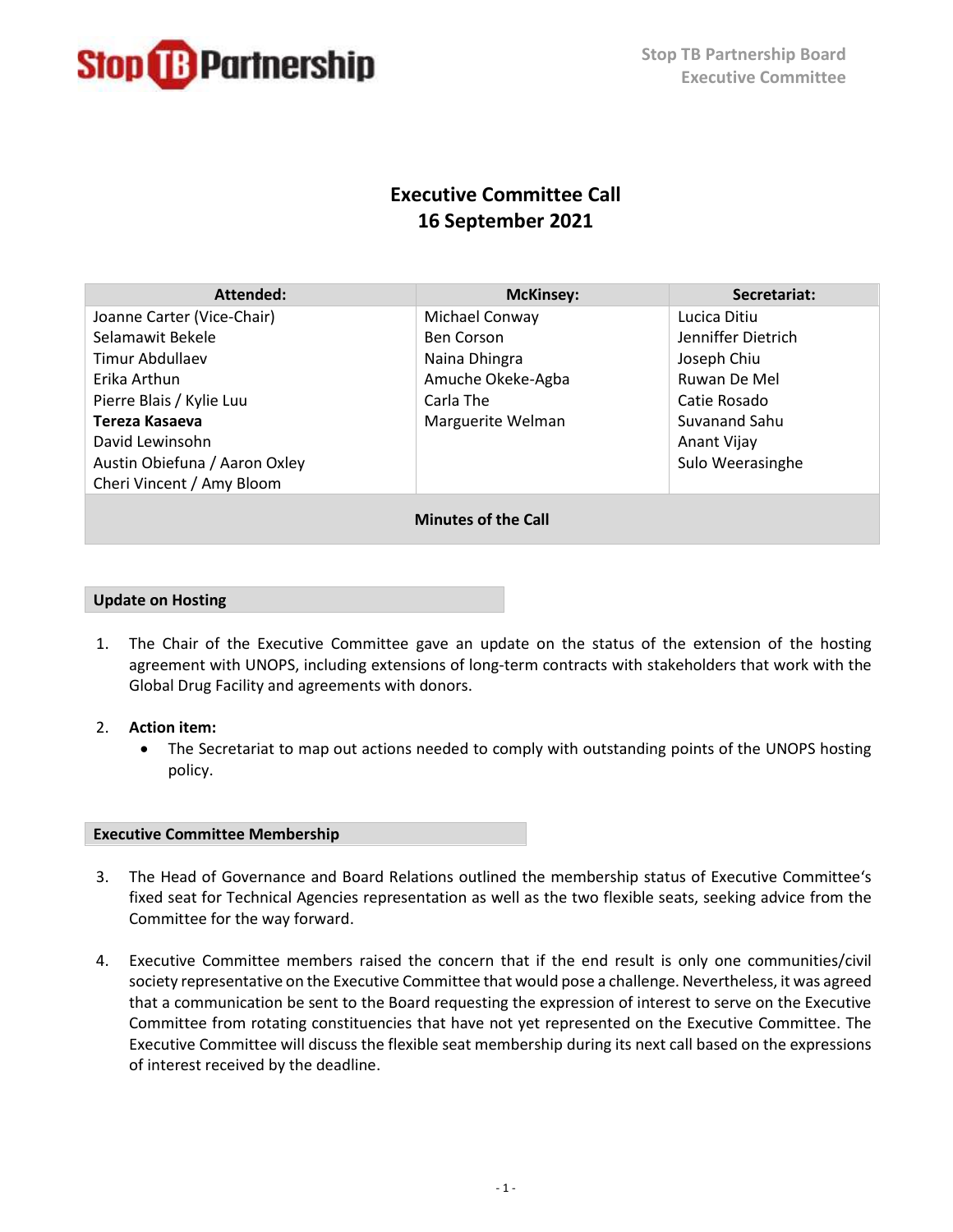Stop TB Partnership Board
Executive Committee

# Executive Committee Call
# 16 September 2021

| Attended: | McKinsey: | Secretariat: |
|---|---|---|
| Joanne Carter (Vice-Chair) | Michael Conway | Lucica Ditiu |
| Selamawit Bekele | Ben Corson | Jenniffer Dietrich |
| Timur Abdullaev | Naina Dhingra | Joseph Chiu |
| Erika Arthun | Amuche Okeke-Agba | Ruwan De Mel |
| Pierre Blais / Kylie Luu | Carla The | Catie Rosado |
| **Tereza Kasaeva** | Marguerite Welman | Suvanand Sahu |
| David Lewinsohn | | Anant Vijay |
| Austin Obiefuna / Aaron Oxley | | Sulo Weerasinghe |
| Cheri Vincent / Amy Bloom | | |

**Minutes of the Call**

## Update on Hosting

1. The Chair of the Executive Committee gave an update on the status of the extension of the hosting agreement with UNOPS, including extensions of long-term contracts with stakeholders that work with the Global Drug Facility and agreements with donors.

2. **Action item:**
   - The Secretariat to map out actions needed to comply with outstanding points of the UNOPS hosting policy.

## Executive Committee Membership

3. The Head of Governance and Board Relations outlined the membership status of Executive Committee's fixed seat for Technical Agencies representation as well as the two flexible seats, seeking advice from the Committee for the way forward.

4. Executive Committee members raised the concern that if the end result is only one communities/civil society representative on the Executive Committee that would pose a challenge. Nevertheless, it was agreed that a communication be sent to the Board requesting the expression of interest to serve on the Executive Committee from rotating constituencies that have not yet represented on the Executive Committee. The Executive Committee will discuss the flexible seat membership during its next call based on the expressions of interest received by the deadline.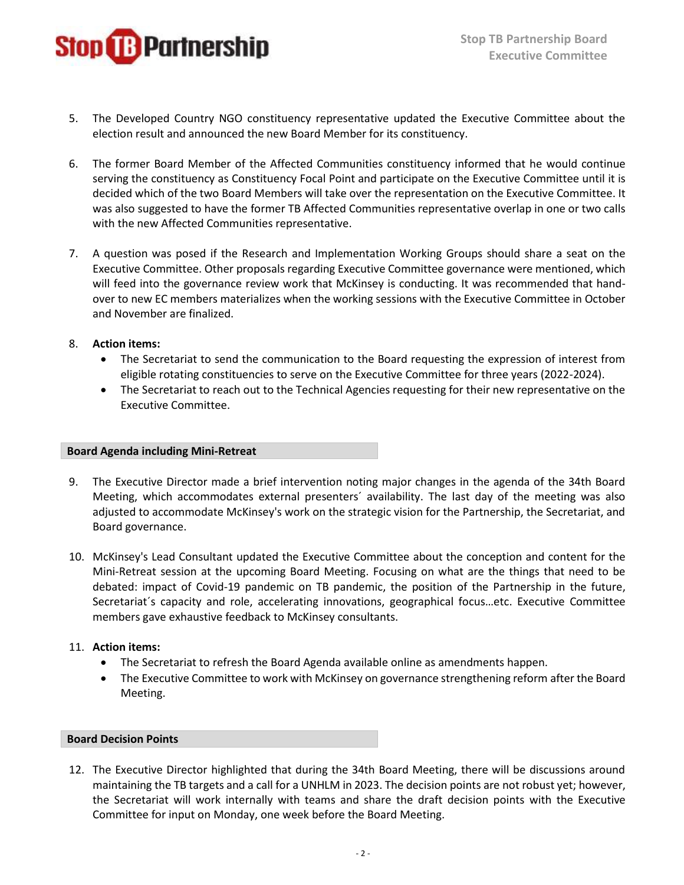5. The Developed Country NGO constituency representative updated the Executive Committee about the election result and announced the new Board Member for its constituency.

6. The former Board Member of the Affected Communities constituency informed that he would continue serving the constituency as Constituency Focal Point and participate on the Executive Committee until it is decided which of the two Board Members will take over the representation on the Executive Committee. It was also suggested to have the former TB Affected Communities representative overlap in one or two calls with the new Affected Communities representative.

7. A question was posed if the Research and Implementation Working Groups should share a seat on the Executive Committee. Other proposals regarding Executive Committee governance were mentioned, which will feed into the governance review work that McKinsey is conducting. It was recommended that hand-over to new EC members materializes when the working sessions with the Executive Committee in October and November are finalized.

8. **Action items:**
   - The Secretariat to send the communication to the Board requesting the expression of interest from eligible rotating constituencies to serve on the Executive Committee for three years (2022-2024).
   - The Secretariat to reach out to the Technical Agencies requesting for their new representative on the Executive Committee.

## Board Agenda including Mini-Retreat

9. The Executive Director made a brief intervention noting major changes in the agenda of the 34th Board Meeting, which accommodates external presenters´ availability. The last day of the meeting was also adjusted to accommodate McKinsey's work on the strategic vision for the Partnership, the Secretariat, and Board governance.

10. McKinsey's Lead Consultant updated the Executive Committee about the conception and content for the Mini-Retreat session at the upcoming Board Meeting. Focusing on what are the things that need to be debated: impact of Covid-19 pandemic on TB pandemic, the position of the Partnership in the future, Secretariat´s capacity and role, accelerating innovations, geographical focus…etc. Executive Committee members gave exhaustive feedback to McKinsey consultants.

11. **Action items:**
    - The Secretariat to refresh the Board Agenda available online as amendments happen.
    - The Executive Committee to work with McKinsey on governance strengthening reform after the Board Meeting.

## Board Decision Points

12. The Executive Director highlighted that during the 34th Board Meeting, there will be discussions around maintaining the TB targets and a call for a UNHLM in 2023. The decision points are not robust yet; however, the Secretariat will work internally with teams and share the draft decision points with the Executive Committee for input on Monday, one week before the Board Meeting.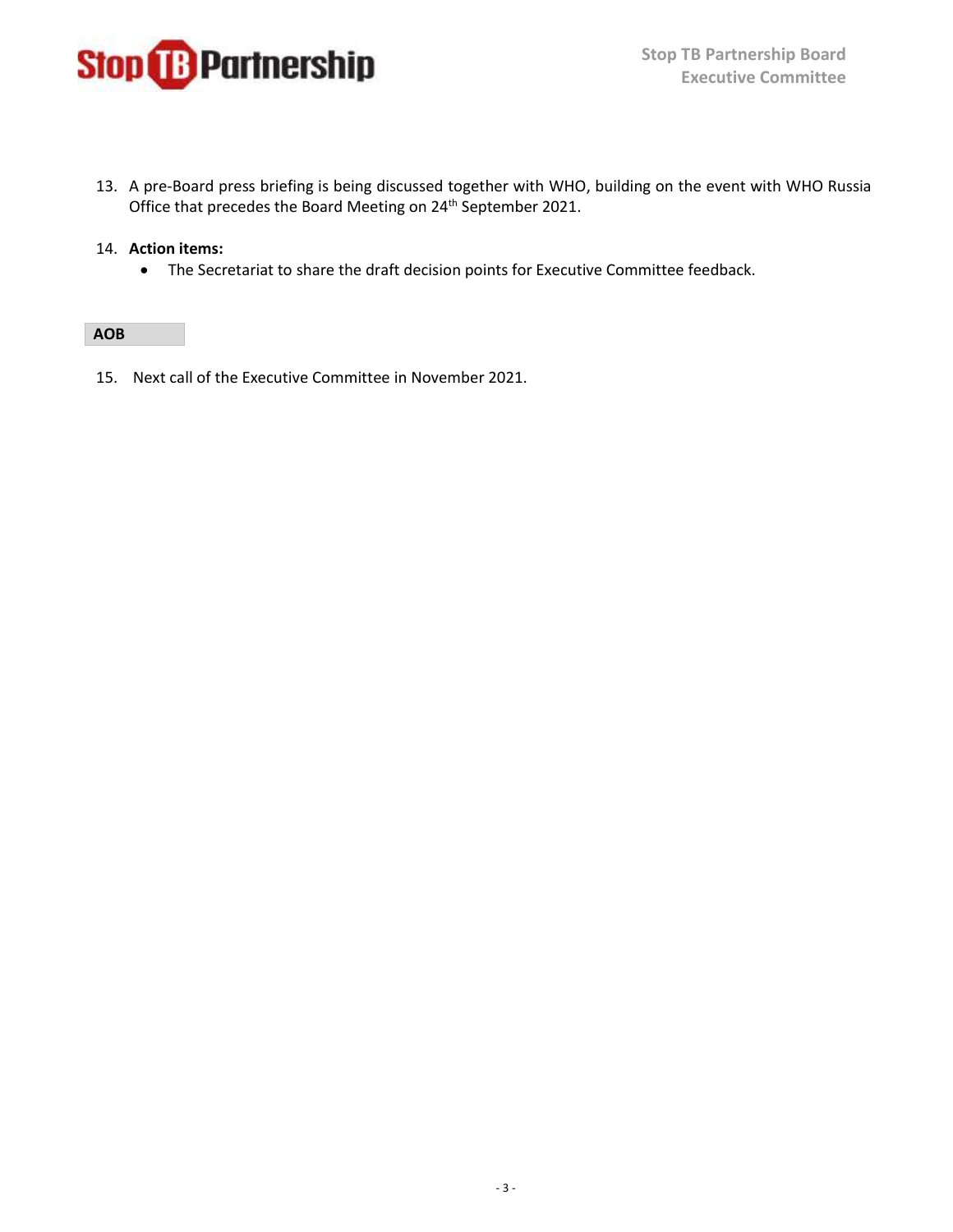13. A pre-Board press briefing is being discussed together with WHO, building on the event with WHO Russia Office that precedes the Board Meeting on 24th September 2021.

14. **Action items:**
    - The Secretariat to share the draft decision points for Executive Committee feedback.

**AOB**

15. Next call of the Executive Committee in November 2021.